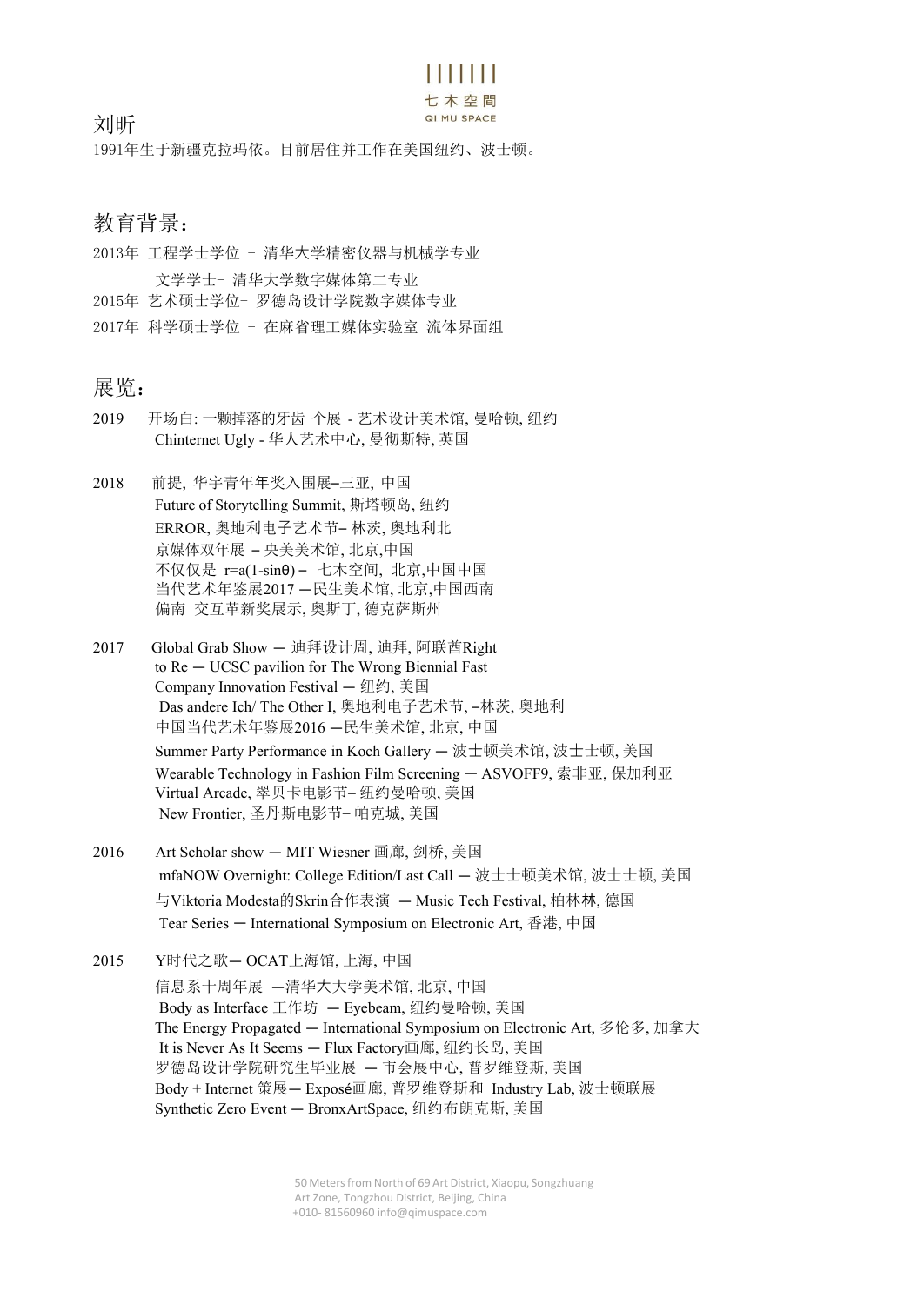# 刘昕

1991年生于新疆克拉玛依。目前居住并工作在美国纽约、波士顿。

## 教育背景：

2013年 工程学士学位 – 清华大学精密仪器与机械学专业

文学学士- 清华大学数字媒体第二专业

2015年 艺术硕士学位- 罗德岛设计学院数字媒体专业

2017年 科学硕士学位 – 在麻省理工媒体实验室 流体界面组

## 展览：

**2019**

开场白: 一颗掉落的牙齿 个展 - 艺术设计美术馆, 曼哈顿, 纽约

Chinternet Ugly - 华人艺术中心, 曼彻斯特, 英国

**2018**

前提, 华宇青年年奖入围展–三亚, 中国

Future of Storytelling Summit, 斯塔顿岛, 纽约

ERROR, 奥地利电子艺术节– 林茨, 奥地利北

京媒体双年展 – 央美美术馆, 北京,中国

不仅仅是 r=a(1-sinθ) – 七木空间, 北京,中国中国

当代艺术年鉴展2017 —民生美术馆, 北京,中国西南

偏南 交互革新奖展示, 奥斯丁, 德克萨斯州

**2017**

Global Grab Show — 迪拜设计周, 迪拜, 阿联酋Right

to Re — UCSC pavilion for The Wrong Biennial Fast

Company Innovation Festival — 纽约, 美国

Das andere Ich/ The Other I, 奥地利电子艺术节, –林茨, 奥地利

中国当代艺术年鉴展2016 —民生美术馆, 北京, 中国

Summer Party Performance in Koch Gallery — 波士顿美术馆, 波士士顿, 美国

Wearable Technology in Fashion Film Screening — ASVOFF9, 索非亚, 保加利亚

Virtual Arcade, 翠贝卡电影节– 纽约曼哈顿, 美国

New Frontier, 圣丹斯电影节– 帕克城, 美国

**2016**

Art Scholar show — MIT Wiesner 画廊, 剑桥, 美国

mfaNOW Overnight: College Edition/Last Call — 波士士顿美术馆, 波士士顿, 美国

与Viktoria Modesta的Skrin合作表演 — Music Tech Festival, 柏林林, 德国

Tear Series — International Symposium on Electronic Art, 香港, 中国

**2015**

Y时代之歌— OCAT上海馆, 上海, 中国

信息系十周年展 —清华大大学美术馆, 北京, 中国

Body as Interface 工作坊 — Eyebeam, 纽约曼哈顿, 美国

The Energy Propagated — International Symposium on Electronic Art, 多伦多, 加拿大

It is Never As It Seems — Flux Factory画廊, 纽约长岛, 美国

罗德岛设计学院研究生毕业展 — 市会展中心, 普罗维登斯, 美国

Body + Internet 策展— Exposé画廊, 普罗维登斯和 Industry Lab, 波士顿联展

Synthetic Zero Event — BronxArtSpace, 纽约布朗克斯, 美国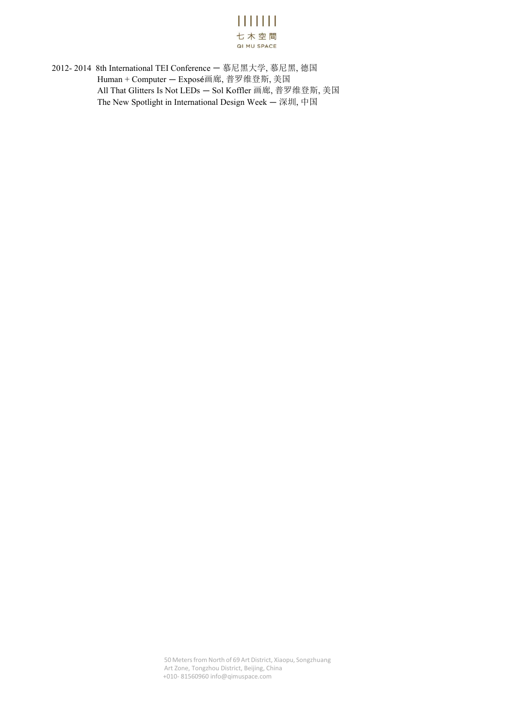2012- 2014 8th International TEI Conference ー 慕尼黑大学, 慕尼黑, 德国

Human + Computer ー Exposé画廊, 普罗维登斯, 美国

All That Glitters Is Not LEDs ー Sol Koffler 画廊, 普罗维登斯, 美国

The New Spotlight in International Design Week ー 深圳, 中国